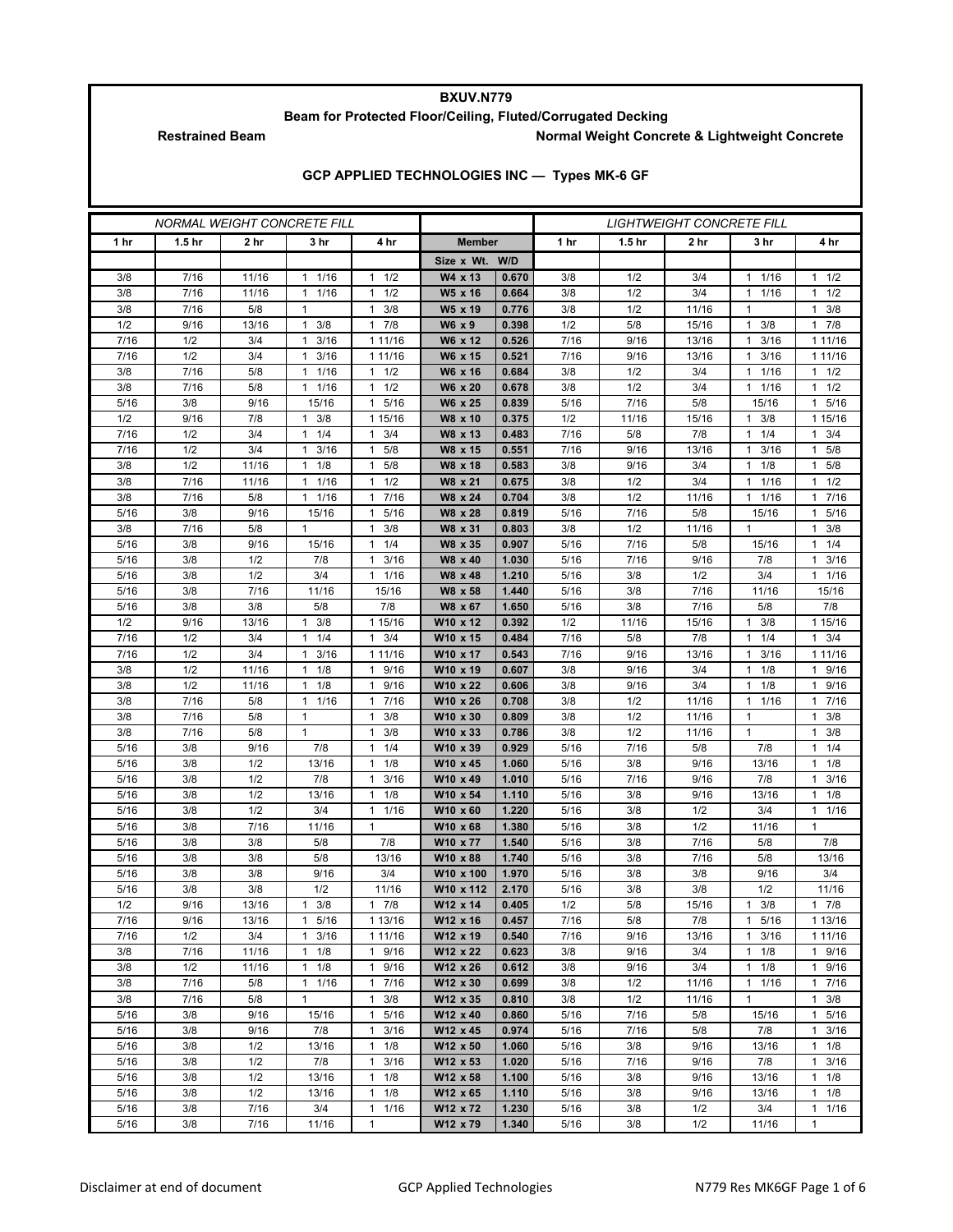# BXUV.N779

## Beam for Protected Floor/Ceiling, Fluted/Corrugated Decking

**Restrained Beam** — **Normal Weight Concrete & Lightweight Concrete**

### GCP APPLIED TECHNOLOGIES INC — Types MK-6 GF

| NORMAL WEIGHT CONCRETE FILL | | | | | | | LIGHTWEIGHT CONCRETE FILL | | | | |
|---|---|---|---|---|---|---|---|---|---|---|---|
| 1 hr | 1.5 hr | 2 hr | 3 hr | 4 hr | Member | | 1 hr | 1.5 hr | 2 hr | 3 hr | 4 hr |
| | | | | | Size x Wt. | W/D | | | | | |
| 3/8 | 7/16 | 11/16 | 1 1/16 | 1 1/2 | W4 x 13 | 0.670 | 3/8 | 1/2 | 3/4 | 1 1/16 | 1 1/2 |
| 3/8 | 7/16 | 11/16 | 1 1/16 | 1 1/2 | W5 x 16 | 0.664 | 3/8 | 1/2 | 3/4 | 1 1/16 | 1 1/2 |
| 3/8 | 7/16 | 5/8 | 1 | 1 3/8 | W5 x 19 | 0.776 | 3/8 | 1/2 | 11/16 | 1 | 1 3/8 |
| 1/2 | 9/16 | 13/16 | 1 3/8 | 1 7/8 | W6 x 9 | 0.398 | 1/2 | 5/8 | 15/16 | 1 3/8 | 1 7/8 |
| 7/16 | 1/2 | 3/4 | 1 3/16 | 1 11/16 | W6 x 12 | 0.526 | 7/16 | 9/16 | 13/16 | 1 3/16 | 1 11/16 |
| 7/16 | 1/2 | 3/4 | 1 3/16 | 1 11/16 | W6 x 15 | 0.521 | 7/16 | 9/16 | 13/16 | 1 3/16 | 1 11/16 |
| 3/8 | 7/16 | 5/8 | 1 1/16 | 1 1/2 | W6 x 16 | 0.684 | 3/8 | 1/2 | 3/4 | 1 1/16 | 1 1/2 |
| 3/8 | 7/16 | 5/8 | 1 1/16 | 1 1/2 | W6 x 20 | 0.678 | 3/8 | 1/2 | 3/4 | 1 1/16 | 1 1/2 |
| 5/16 | 3/8 | 9/16 | 15/16 | 1 5/16 | W6 x 25 | 0.839 | 5/16 | 7/16 | 5/8 | 15/16 | 1 5/16 |
| 1/2 | 9/16 | 7/8 | 1 3/8 | 1 15/16 | W8 x 10 | 0.375 | 1/2 | 11/16 | 15/16 | 1 3/8 | 1 15/16 |
| 7/16 | 1/2 | 3/4 | 1 1/4 | 1 3/4 | W8 x 13 | 0.483 | 7/16 | 5/8 | 7/8 | 1 1/4 | 1 3/4 |
| 7/16 | 1/2 | 3/4 | 1 3/16 | 1 5/8 | W8 x 15 | 0.551 | 7/16 | 9/16 | 13/16 | 1 3/16 | 1 5/8 |
| 3/8 | 1/2 | 11/16 | 1 1/8 | 1 5/8 | W8 x 18 | 0.583 | 3/8 | 9/16 | 3/4 | 1 1/8 | 1 5/8 |
| 3/8 | 7/16 | 11/16 | 1 1/16 | 1 1/2 | W8 x 21 | 0.675 | 3/8 | 1/2 | 3/4 | 1 1/16 | 1 1/2 |
| 3/8 | 7/16 | 5/8 | 1 1/16 | 1 7/16 | W8 x 24 | 0.704 | 3/8 | 1/2 | 11/16 | 1 1/16 | 1 7/16 |
| 5/16 | 3/8 | 9/16 | 15/16 | 1 5/16 | W8 x 28 | 0.819 | 5/16 | 7/16 | 5/8 | 15/16 | 1 5/16 |
| 3/8 | 7/16 | 5/8 | 1 | 1 3/8 | W8 x 31 | 0.803 | 3/8 | 1/2 | 11/16 | 1 | 1 3/8 |
| 5/16 | 3/8 | 9/16 | 15/16 | 1 1/4 | W8 x 35 | 0.907 | 5/16 | 7/16 | 5/8 | 15/16 | 1 1/4 |
| 5/16 | 3/8 | 1/2 | 7/8 | 1 3/16 | W8 x 40 | 1.030 | 5/16 | 7/16 | 9/16 | 7/8 | 1 3/16 |
| 5/16 | 3/8 | 1/2 | 3/4 | 1 1/16 | W8 x 48 | 1.210 | 5/16 | 3/8 | 1/2 | 3/4 | 1 1/16 |
| 5/16 | 3/8 | 7/16 | 11/16 | 15/16 | W8 x 58 | 1.440 | 5/16 | 3/8 | 7/16 | 11/16 | 15/16 |
| 5/16 | 3/8 | 3/8 | 5/8 | 7/8 | W8 x 67 | 1.650 | 5/16 | 3/8 | 7/16 | 5/8 | 7/8 |
| 1/2 | 9/16 | 13/16 | 1 3/8 | 1 15/16 | W10 x 12 | 0.392 | 1/2 | 11/16 | 15/16 | 1 3/8 | 1 15/16 |
| 7/16 | 1/2 | 3/4 | 1 1/4 | 1 3/4 | W10 x 15 | 0.484 | 7/16 | 5/8 | 7/8 | 1 1/4 | 1 3/4 |
| 7/16 | 1/2 | 3/4 | 1 3/16 | 1 11/16 | W10 x 17 | 0.543 | 7/16 | 9/16 | 13/16 | 1 3/16 | 1 11/16 |
| 3/8 | 1/2 | 11/16 | 1 1/8 | 1 9/16 | W10 x 19 | 0.607 | 3/8 | 9/16 | 3/4 | 1 1/8 | 1 9/16 |
| 3/8 | 1/2 | 11/16 | 1 1/8 | 1 9/16 | W10 x 22 | 0.606 | 3/8 | 9/16 | 3/4 | 1 1/8 | 1 9/16 |
| 3/8 | 7/16 | 5/8 | 1 1/16 | 1 7/16 | W10 x 26 | 0.708 | 3/8 | 1/2 | 11/16 | 1 1/16 | 1 7/16 |
| 3/8 | 7/16 | 5/8 | 1 | 1 3/8 | W10 x 30 | 0.809 | 3/8 | 1/2 | 11/16 | 1 | 1 3/8 |
| 3/8 | 7/16 | 5/8 | 1 | 1 3/8 | W10 x 33 | 0.786 | 3/8 | 1/2 | 11/16 | 1 | 1 3/8 |
| 5/16 | 3/8 | 9/16 | 7/8 | 1 1/4 | W10 x 39 | 0.929 | 5/16 | 7/16 | 5/8 | 7/8 | 1 1/4 |
| 5/16 | 3/8 | 1/2 | 13/16 | 1 1/8 | W10 x 45 | 1.060 | 5/16 | 3/8 | 9/16 | 13/16 | 1 1/8 |
| 5/16 | 3/8 | 1/2 | 7/8 | 1 3/16 | W10 x 49 | 1.010 | 5/16 | 7/16 | 9/16 | 7/8 | 1 3/16 |
| 5/16 | 3/8 | 1/2 | 13/16 | 1 1/8 | W10 x 54 | 1.110 | 5/16 | 3/8 | 9/16 | 13/16 | 1 1/8 |
| 5/16 | 3/8 | 1/2 | 3/4 | 1 1/16 | W10 x 60 | 1.220 | 5/16 | 3/8 | 1/2 | 3/4 | 1 1/16 |
| 5/16 | 3/8 | 7/16 | 11/16 | 1 | W10 x 68 | 1.380 | 5/16 | 3/8 | 1/2 | 11/16 | 1 |
| 5/16 | 3/8 | 3/8 | 5/8 | 7/8 | W10 x 77 | 1.540 | 5/16 | 3/8 | 7/16 | 5/8 | 7/8 |
| 5/16 | 3/8 | 3/8 | 5/8 | 13/16 | W10 x 88 | 1.740 | 5/16 | 3/8 | 7/16 | 5/8 | 13/16 |
| 5/16 | 3/8 | 3/8 | 9/16 | 3/4 | W10 x 100 | 1.970 | 5/16 | 3/8 | 3/8 | 9/16 | 3/4 |
| 5/16 | 3/8 | 3/8 | 1/2 | 11/16 | W10 x 112 | 2.170 | 5/16 | 3/8 | 3/8 | 1/2 | 11/16 |
| 1/2 | 9/16 | 13/16 | 1 3/8 | 1 7/8 | W12 x 14 | 0.405 | 1/2 | 5/8 | 15/16 | 1 3/8 | 1 7/8 |
| 7/16 | 9/16 | 13/16 | 1 5/16 | 1 13/16 | W12 x 16 | 0.457 | 7/16 | 5/8 | 7/8 | 1 5/16 | 1 13/16 |
| 7/16 | 1/2 | 3/4 | 1 3/16 | 1 11/16 | W12 x 19 | 0.540 | 7/16 | 9/16 | 13/16 | 1 3/16 | 1 11/16 |
| 3/8 | 7/16 | 11/16 | 1 1/8 | 1 9/16 | W12 x 22 | 0.623 | 3/8 | 9/16 | 3/4 | 1 1/8 | 1 9/16 |
| 3/8 | 1/2 | 11/16 | 1 1/8 | 1 9/16 | W12 x 26 | 0.612 | 3/8 | 9/16 | 3/4 | 1 1/8 | 1 9/16 |
| 3/8 | 7/16 | 5/8 | 1 1/16 | 1 7/16 | W12 x 30 | 0.699 | 3/8 | 1/2 | 11/16 | 1 1/16 | 1 7/16 |
| 3/8 | 7/16 | 5/8 | 1 | 1 3/8 | W12 x 35 | 0.810 | 3/8 | 1/2 | 11/16 | 1 | 1 3/8 |
| 5/16 | 3/8 | 9/16 | 15/16 | 1 5/16 | W12 x 40 | 0.860 | 5/16 | 7/16 | 5/8 | 15/16 | 1 5/16 |
| 5/16 | 3/8 | 9/16 | 7/8 | 1 3/16 | W12 x 45 | 0.974 | 5/16 | 7/16 | 5/8 | 7/8 | 1 3/16 |
| 5/16 | 3/8 | 1/2 | 13/16 | 1 1/8 | W12 x 50 | 1.060 | 5/16 | 3/8 | 9/16 | 13/16 | 1 1/8 |
| 5/16 | 3/8 | 1/2 | 7/8 | 1 3/16 | W12 x 53 | 1.020 | 5/16 | 7/16 | 9/16 | 7/8 | 1 3/16 |
| 5/16 | 3/8 | 1/2 | 13/16 | 1 1/8 | W12 x 58 | 1.100 | 5/16 | 3/8 | 9/16 | 13/16 | 1 1/8 |
| 5/16 | 3/8 | 1/2 | 13/16 | 1 1/8 | W12 x 65 | 1.110 | 5/16 | 3/8 | 9/16 | 13/16 | 1 1/8 |
| 5/16 | 3/8 | 7/16 | 3/4 | 1 1/16 | W12 x 72 | 1.230 | 5/16 | 3/8 | 1/2 | 3/4 | 1 1/16 |
| 5/16 | 3/8 | 7/16 | 11/16 | 1 | W12 x 79 | 1.340 | 5/16 | 3/8 | 1/2 | 11/16 | 1 |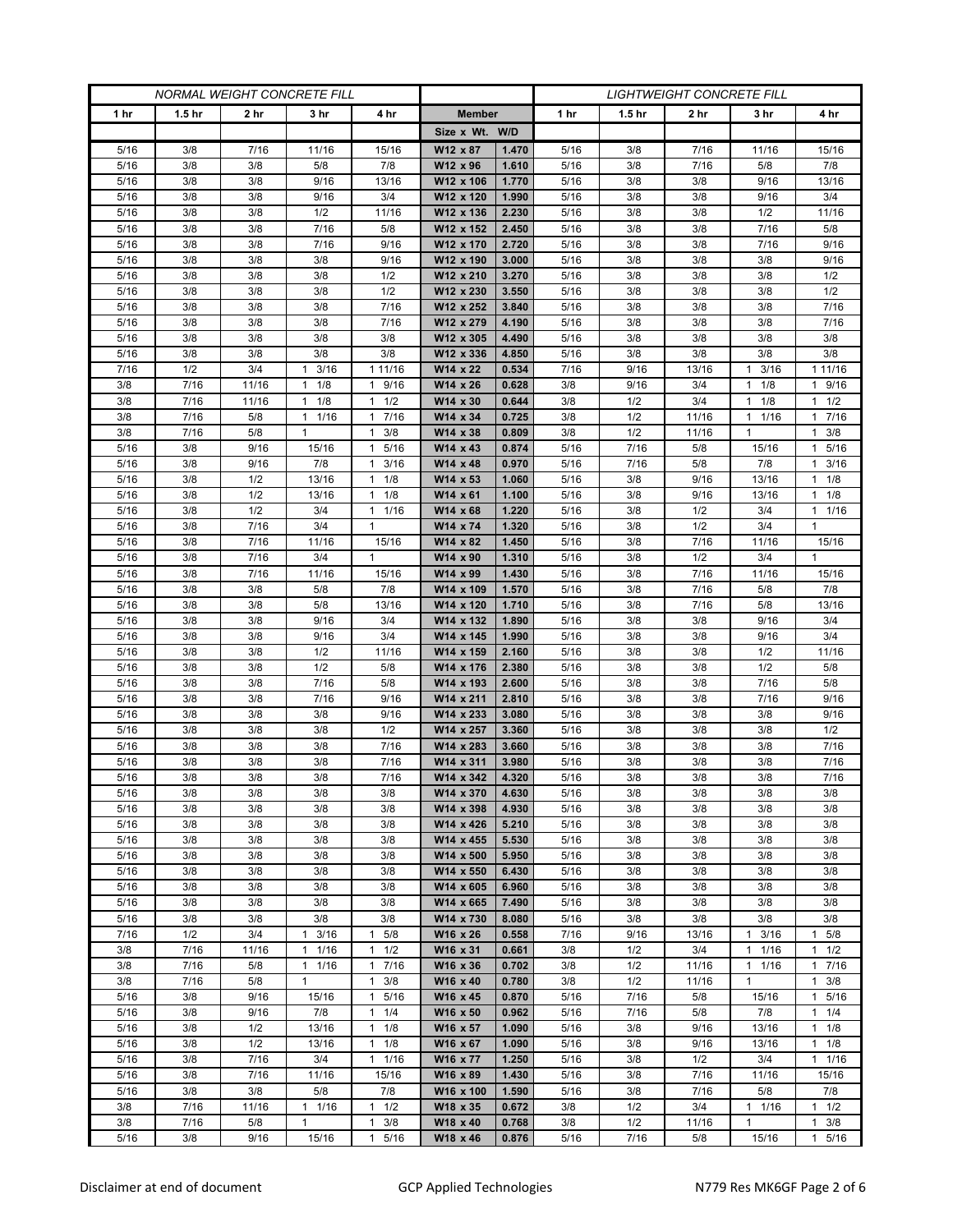| NORMAL WEIGHT CONCRETE FILL | | | | | | | LIGHTWEIGHT CONCRETE FILL | | | | |
|---|---|---|---|---|---|---|---|---|---|---|---|
| 1 hr | 1.5 hr | 2 hr | 3 hr | 4 hr | Member | | 1 hr | 1.5 hr | 2 hr | 3 hr | 4 hr |
| | | | | | Size x Wt. | W/D | | | | | |
| 5/16 | 3/8 | 7/16 | 11/16 | 15/16 | W12 x 87 | 1.470 | 5/16 | 3/8 | 7/16 | 11/16 | 15/16 |
| 5/16 | 3/8 | 3/8 | 5/8 | 7/8 | W12 x 96 | 1.610 | 5/16 | 3/8 | 7/16 | 5/8 | 7/8 |
| 5/16 | 3/8 | 3/8 | 9/16 | 13/16 | W12 x 106 | 1.770 | 5/16 | 3/8 | 3/8 | 9/16 | 13/16 |
| 5/16 | 3/8 | 3/8 | 9/16 | 3/4 | W12 x 120 | 1.990 | 5/16 | 3/8 | 3/8 | 9/16 | 3/4 |
| 5/16 | 3/8 | 3/8 | 1/2 | 11/16 | W12 x 136 | 2.230 | 5/16 | 3/8 | 3/8 | 1/2 | 11/16 |
| 5/16 | 3/8 | 3/8 | 7/16 | 5/8 | W12 x 152 | 2.450 | 5/16 | 3/8 | 3/8 | 7/16 | 5/8 |
| 5/16 | 3/8 | 3/8 | 7/16 | 9/16 | W12 x 170 | 2.720 | 5/16 | 3/8 | 3/8 | 7/16 | 9/16 |
| 5/16 | 3/8 | 3/8 | 3/8 | 9/16 | W12 x 190 | 3.000 | 5/16 | 3/8 | 3/8 | 3/8 | 9/16 |
| 5/16 | 3/8 | 3/8 | 3/8 | 1/2 | W12 x 210 | 3.270 | 5/16 | 3/8 | 3/8 | 3/8 | 1/2 |
| 5/16 | 3/8 | 3/8 | 3/8 | 1/2 | W12 x 230 | 3.550 | 5/16 | 3/8 | 3/8 | 3/8 | 1/2 |
| 5/16 | 3/8 | 3/8 | 3/8 | 7/16 | W12 x 252 | 3.840 | 5/16 | 3/8 | 3/8 | 3/8 | 7/16 |
| 5/16 | 3/8 | 3/8 | 3/8 | 7/16 | W12 x 279 | 4.190 | 5/16 | 3/8 | 3/8 | 3/8 | 7/16 |
| 5/16 | 3/8 | 3/8 | 3/8 | 3/8 | W12 x 305 | 4.490 | 5/16 | 3/8 | 3/8 | 3/8 | 3/8 |
| 5/16 | 3/8 | 3/8 | 3/8 | 3/8 | W12 x 336 | 4.850 | 5/16 | 3/8 | 3/8 | 3/8 | 3/8 |
| 7/16 | 1/2 | 3/4 | 1 3/16 | 1 11/16 | W14 x 22 | 0.534 | 7/16 | 9/16 | 13/16 | 1 3/16 | 1 11/16 |
| 3/8 | 7/16 | 11/16 | 1 1/8 | 1 9/16 | W14 x 26 | 0.628 | 3/8 | 9/16 | 3/4 | 1 1/8 | 1 9/16 |
| 3/8 | 7/16 | 11/16 | 1 1/8 | 1 1/2 | W14 x 30 | 0.644 | 3/8 | 1/2 | 3/4 | 1 1/8 | 1 1/2 |
| 3/8 | 7/16 | 5/8 | 1 1/16 | 1 7/16 | W14 x 34 | 0.725 | 3/8 | 1/2 | 11/16 | 1 1/16 | 1 7/16 |
| 3/8 | 7/16 | 5/8 | 1 | 1 3/8 | W14 x 38 | 0.809 | 3/8 | 1/2 | 11/16 | 1 | 1 3/8 |
| 5/16 | 3/8 | 9/16 | 15/16 | 1 5/16 | W14 x 43 | 0.874 | 5/16 | 7/16 | 5/8 | 15/16 | 1 5/16 |
| 5/16 | 3/8 | 9/16 | 7/8 | 1 3/16 | W14 x 48 | 0.970 | 5/16 | 7/16 | 5/8 | 7/8 | 1 3/16 |
| 5/16 | 3/8 | 1/2 | 13/16 | 1 1/8 | W14 x 53 | 1.060 | 5/16 | 3/8 | 9/16 | 13/16 | 1 1/8 |
| 5/16 | 3/8 | 1/2 | 13/16 | 1 1/8 | W14 x 61 | 1.100 | 5/16 | 3/8 | 9/16 | 13/16 | 1 1/8 |
| 5/16 | 3/8 | 1/2 | 3/4 | 1 1/16 | W14 x 68 | 1.220 | 5/16 | 3/8 | 1/2 | 3/4 | 1 1/16 |
| 5/16 | 3/8 | 7/16 | 3/4 | 1 | W14 x 74 | 1.320 | 5/16 | 3/8 | 1/2 | 3/4 | 1 |
| 5/16 | 3/8 | 7/16 | 11/16 | 15/16 | W14 x 82 | 1.450 | 5/16 | 3/8 | 7/16 | 11/16 | 15/16 |
| 5/16 | 3/8 | 7/16 | 3/4 | 1 | W14 x 90 | 1.310 | 5/16 | 3/8 | 1/2 | 3/4 | 1 |
| 5/16 | 3/8 | 7/16 | 11/16 | 15/16 | W14 x 99 | 1.430 | 5/16 | 3/8 | 7/16 | 11/16 | 15/16 |
| 5/16 | 3/8 | 3/8 | 5/8 | 7/8 | W14 x 109 | 1.570 | 5/16 | 3/8 | 7/16 | 5/8 | 7/8 |
| 5/16 | 3/8 | 3/8 | 5/8 | 13/16 | W14 x 120 | 1.710 | 5/16 | 3/8 | 7/16 | 5/8 | 13/16 |
| 5/16 | 3/8 | 3/8 | 9/16 | 3/4 | W14 x 132 | 1.890 | 5/16 | 3/8 | 3/8 | 9/16 | 3/4 |
| 5/16 | 3/8 | 3/8 | 9/16 | 3/4 | W14 x 145 | 1.990 | 5/16 | 3/8 | 3/8 | 9/16 | 3/4 |
| 5/16 | 3/8 | 3/8 | 1/2 | 11/16 | W14 x 159 | 2.160 | 5/16 | 3/8 | 3/8 | 1/2 | 11/16 |
| 5/16 | 3/8 | 3/8 | 1/2 | 5/8 | W14 x 176 | 2.380 | 5/16 | 3/8 | 3/8 | 1/2 | 5/8 |
| 5/16 | 3/8 | 3/8 | 7/16 | 5/8 | W14 x 193 | 2.600 | 5/16 | 3/8 | 3/8 | 7/16 | 5/8 |
| 5/16 | 3/8 | 3/8 | 7/16 | 9/16 | W14 x 211 | 2.810 | 5/16 | 3/8 | 3/8 | 7/16 | 9/16 |
| 5/16 | 3/8 | 3/8 | 3/8 | 9/16 | W14 x 233 | 3.080 | 5/16 | 3/8 | 3/8 | 3/8 | 9/16 |
| 5/16 | 3/8 | 3/8 | 3/8 | 1/2 | W14 x 257 | 3.360 | 5/16 | 3/8 | 3/8 | 3/8 | 1/2 |
| 5/16 | 3/8 | 3/8 | 3/8 | 7/16 | W14 x 283 | 3.660 | 5/16 | 3/8 | 3/8 | 3/8 | 7/16 |
| 5/16 | 3/8 | 3/8 | 3/8 | 7/16 | W14 x 311 | 3.980 | 5/16 | 3/8 | 3/8 | 3/8 | 7/16 |
| 5/16 | 3/8 | 3/8 | 3/8 | 7/16 | W14 x 342 | 4.320 | 5/16 | 3/8 | 3/8 | 3/8 | 7/16 |
| 5/16 | 3/8 | 3/8 | 3/8 | 3/8 | W14 x 370 | 4.630 | 5/16 | 3/8 | 3/8 | 3/8 | 3/8 |
| 5/16 | 3/8 | 3/8 | 3/8 | 3/8 | W14 x 398 | 4.930 | 5/16 | 3/8 | 3/8 | 3/8 | 3/8 |
| 5/16 | 3/8 | 3/8 | 3/8 | 3/8 | W14 x 426 | 5.210 | 5/16 | 3/8 | 3/8 | 3/8 | 3/8 |
| 5/16 | 3/8 | 3/8 | 3/8 | 3/8 | W14 x 455 | 5.530 | 5/16 | 3/8 | 3/8 | 3/8 | 3/8 |
| 5/16 | 3/8 | 3/8 | 3/8 | 3/8 | W14 x 500 | 5.950 | 5/16 | 3/8 | 3/8 | 3/8 | 3/8 |
| 5/16 | 3/8 | 3/8 | 3/8 | 3/8 | W14 x 550 | 6.430 | 5/16 | 3/8 | 3/8 | 3/8 | 3/8 |
| 5/16 | 3/8 | 3/8 | 3/8 | 3/8 | W14 x 605 | 6.960 | 5/16 | 3/8 | 3/8 | 3/8 | 3/8 |
| 5/16 | 3/8 | 3/8 | 3/8 | 3/8 | W14 x 665 | 7.490 | 5/16 | 3/8 | 3/8 | 3/8 | 3/8 |
| 5/16 | 3/8 | 3/8 | 3/8 | 3/8 | W14 x 730 | 8.080 | 5/16 | 3/8 | 3/8 | 3/8 | 3/8 |
| 7/16 | 1/2 | 3/4 | 1 3/16 | 1 5/8 | W16 x 26 | 0.558 | 7/16 | 9/16 | 13/16 | 1 3/16 | 1 5/8 |
| 3/8 | 7/16 | 11/16 | 1 1/16 | 1 1/2 | W16 x 31 | 0.661 | 3/8 | 1/2 | 3/4 | 1 1/16 | 1 1/2 |
| 3/8 | 7/16 | 5/8 | 1 1/16 | 1 7/16 | W16 x 36 | 0.702 | 3/8 | 1/2 | 11/16 | 1 1/16 | 1 7/16 |
| 3/8 | 7/16 | 5/8 | 1 | 1 3/8 | W16 x 40 | 0.780 | 3/8 | 1/2 | 11/16 | 1 | 1 3/8 |
| 5/16 | 3/8 | 9/16 | 15/16 | 1 5/16 | W16 x 45 | 0.870 | 5/16 | 7/16 | 5/8 | 15/16 | 1 5/16 |
| 5/16 | 3/8 | 9/16 | 7/8 | 1 1/4 | W16 x 50 | 0.962 | 5/16 | 7/16 | 5/8 | 7/8 | 1 1/4 |
| 5/16 | 3/8 | 1/2 | 13/16 | 1 1/8 | W16 x 57 | 1.090 | 5/16 | 3/8 | 9/16 | 13/16 | 1 1/8 |
| 5/16 | 3/8 | 1/2 | 13/16 | 1 1/8 | W16 x 67 | 1.090 | 5/16 | 3/8 | 9/16 | 13/16 | 1 1/8 |
| 5/16 | 3/8 | 7/16 | 3/4 | 1 1/16 | W16 x 77 | 1.250 | 5/16 | 3/8 | 1/2 | 3/4 | 1 1/16 |
| 5/16 | 3/8 | 7/16 | 11/16 | 15/16 | W16 x 89 | 1.430 | 5/16 | 3/8 | 7/16 | 11/16 | 15/16 |
| 5/16 | 3/8 | 3/8 | 5/8 | 7/8 | W16 x 100 | 1.590 | 5/16 | 3/8 | 7/16 | 5/8 | 7/8 |
| 3/8 | 7/16 | 11/16 | 1 1/16 | 1 1/2 | W18 x 35 | 0.672 | 3/8 | 1/2 | 3/4 | 1 1/16 | 1 1/2 |
| 3/8 | 7/16 | 5/8 | 1 | 1 3/8 | W18 x 40 | 0.768 | 3/8 | 1/2 | 11/16 | 1 | 1 3/8 |
| 5/16 | 3/8 | 9/16 | 15/16 | 1 5/16 | W18 x 46 | 0.876 | 5/16 | 7/16 | 5/8 | 15/16 | 1 5/16 |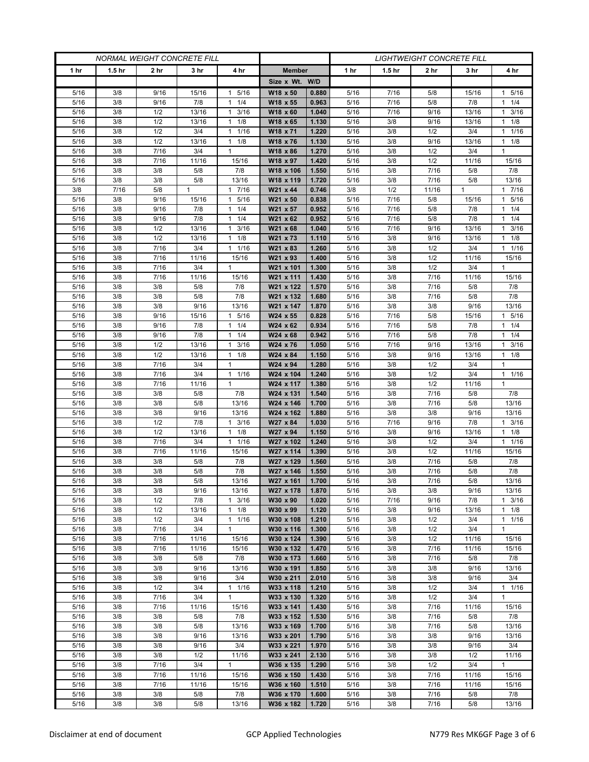| NORMAL WEIGHT CONCRETE FILL | | | | | | | LIGHTWEIGHT CONCRETE FILL | | | | |
|---|---|---|---|---|---|---|---|---|---|---|---|
| 1 hr | 1.5 hr | 2 hr | 3 hr | 4 hr | Member | | 1 hr | 1.5 hr | 2 hr | 3 hr | 4 hr |
| | | | | | Size x Wt. | W/D | | | | | |
| 5/16 | 3/8 | 9/16 | 15/16 | 1 5/16 | W18 x 50 | 0.880 | 5/16 | 7/16 | 5/8 | 15/16 | 1 5/16 |
| 5/16 | 3/8 | 9/16 | 7/8 | 1 1/4 | W18 x 55 | 0.963 | 5/16 | 7/16 | 5/8 | 7/8 | 1 1/4 |
| 5/16 | 3/8 | 1/2 | 13/16 | 1 3/16 | W18 x 60 | 1.040 | 5/16 | 7/16 | 9/16 | 13/16 | 1 3/16 |
| 5/16 | 3/8 | 1/2 | 13/16 | 1 1/8 | W18 x 65 | 1.130 | 5/16 | 3/8 | 9/16 | 13/16 | 1 1/8 |
| 5/16 | 3/8 | 1/2 | 3/4 | 1 1/16 | W18 x 71 | 1.220 | 5/16 | 3/8 | 1/2 | 3/4 | 1 1/16 |
| 5/16 | 3/8 | 1/2 | 13/16 | 1 1/8 | W18 x 76 | 1.130 | 5/16 | 3/8 | 9/16 | 13/16 | 1 1/8 |
| 5/16 | 3/8 | 7/16 | 3/4 | 1 | W18 x 86 | 1.270 | 5/16 | 3/8 | 1/2 | 3/4 | 1 |
| 5/16 | 3/8 | 7/16 | 11/16 | 15/16 | W18 x 97 | 1.420 | 5/16 | 3/8 | 1/2 | 11/16 | 15/16 |
| 5/16 | 3/8 | 3/8 | 5/8 | 7/8 | W18 x 106 | 1.550 | 5/16 | 3/8 | 7/16 | 5/8 | 7/8 |
| 5/16 | 3/8 | 3/8 | 5/8 | 13/16 | W18 x 119 | 1.720 | 5/16 | 3/8 | 7/16 | 5/8 | 13/16 |
| 3/8 | 7/16 | 5/8 | 1 | 1 7/16 | W21 x 44 | 0.746 | 3/8 | 1/2 | 11/16 | 1 | 1 7/16 |
| 5/16 | 3/8 | 9/16 | 15/16 | 1 5/16 | W21 x 50 | 0.838 | 5/16 | 7/16 | 5/8 | 15/16 | 1 5/16 |
| 5/16 | 3/8 | 9/16 | 7/8 | 1 1/4 | W21 x 57 | 0.952 | 5/16 | 7/16 | 5/8 | 7/8 | 1 1/4 |
| 5/16 | 3/8 | 9/16 | 7/8 | 1 1/4 | W21 x 62 | 0.952 | 5/16 | 7/16 | 5/8 | 7/8 | 1 1/4 |
| 5/16 | 3/8 | 1/2 | 13/16 | 1 3/16 | W21 x 68 | 1.040 | 5/16 | 7/16 | 9/16 | 13/16 | 1 3/16 |
| 5/16 | 3/8 | 1/2 | 13/16 | 1 1/8 | W21 x 73 | 1.110 | 5/16 | 3/8 | 9/16 | 13/16 | 1 1/8 |
| 5/16 | 3/8 | 7/16 | 3/4 | 1 1/16 | W21 x 83 | 1.260 | 5/16 | 3/8 | 1/2 | 3/4 | 1 1/16 |
| 5/16 | 3/8 | 7/16 | 11/16 | 15/16 | W21 x 93 | 1.400 | 5/16 | 3/8 | 1/2 | 11/16 | 15/16 |
| 5/16 | 3/8 | 7/16 | 3/4 | 1 | W21 x 101 | 1.300 | 5/16 | 3/8 | 1/2 | 3/4 | 1 |
| 5/16 | 3/8 | 7/16 | 11/16 | 15/16 | W21 x 111 | 1.430 | 5/16 | 3/8 | 7/16 | 11/16 | 15/16 |
| 5/16 | 3/8 | 3/8 | 5/8 | 7/8 | W21 x 122 | 1.570 | 5/16 | 3/8 | 7/16 | 5/8 | 7/8 |
| 5/16 | 3/8 | 3/8 | 5/8 | 7/8 | W21 x 132 | 1.680 | 5/16 | 3/8 | 7/16 | 5/8 | 7/8 |
| 5/16 | 3/8 | 3/8 | 9/16 | 13/16 | W21 x 147 | 1.870 | 5/16 | 3/8 | 3/8 | 9/16 | 13/16 |
| 5/16 | 3/8 | 9/16 | 15/16 | 1 5/16 | W24 x 55 | 0.828 | 5/16 | 7/16 | 5/8 | 15/16 | 1 5/16 |
| 5/16 | 3/8 | 9/16 | 7/8 | 1 1/4 | W24 x 62 | 0.934 | 5/16 | 7/16 | 5/8 | 7/8 | 1 1/4 |
| 5/16 | 3/8 | 9/16 | 7/8 | 1 1/4 | W24 x 68 | 0.942 | 5/16 | 7/16 | 5/8 | 7/8 | 1 1/4 |
| 5/16 | 3/8 | 1/2 | 13/16 | 1 3/16 | W24 x 76 | 1.050 | 5/16 | 7/16 | 9/16 | 13/16 | 1 3/16 |
| 5/16 | 3/8 | 1/2 | 13/16 | 1 1/8 | W24 x 84 | 1.150 | 5/16 | 3/8 | 9/16 | 13/16 | 1 1/8 |
| 5/16 | 3/8 | 7/16 | 3/4 | 1 | W24 x 94 | 1.280 | 5/16 | 3/8 | 1/2 | 3/4 | 1 |
| 5/16 | 3/8 | 7/16 | 3/4 | 1 1/16 | W24 x 104 | 1.240 | 5/16 | 3/8 | 1/2 | 3/4 | 1 1/16 |
| 5/16 | 3/8 | 7/16 | 11/16 | 1 | W24 x 117 | 1.380 | 5/16 | 3/8 | 1/2 | 11/16 | 1 |
| 5/16 | 3/8 | 3/8 | 5/8 | 7/8 | W24 x 131 | 1.540 | 5/16 | 3/8 | 7/16 | 5/8 | 7/8 |
| 5/16 | 3/8 | 3/8 | 5/8 | 13/16 | W24 x 146 | 1.700 | 5/16 | 3/8 | 7/16 | 5/8 | 13/16 |
| 5/16 | 3/8 | 3/8 | 9/16 | 13/16 | W24 x 162 | 1.880 | 5/16 | 3/8 | 3/8 | 9/16 | 13/16 |
| 5/16 | 3/8 | 1/2 | 7/8 | 1 3/16 | W27 x 84 | 1.030 | 5/16 | 7/16 | 9/16 | 7/8 | 1 3/16 |
| 5/16 | 3/8 | 1/2 | 13/16 | 1 1/8 | W27 x 94 | 1.150 | 5/16 | 3/8 | 9/16 | 13/16 | 1 1/8 |
| 5/16 | 3/8 | 7/16 | 3/4 | 1 1/16 | W27 x 102 | 1.240 | 5/16 | 3/8 | 1/2 | 3/4 | 1 1/16 |
| 5/16 | 3/8 | 7/16 | 11/16 | 15/16 | W27 x 114 | 1.390 | 5/16 | 3/8 | 1/2 | 11/16 | 15/16 |
| 5/16 | 3/8 | 3/8 | 5/8 | 7/8 | W27 x 129 | 1.560 | 5/16 | 3/8 | 7/16 | 5/8 | 7/8 |
| 5/16 | 3/8 | 3/8 | 5/8 | 7/8 | W27 x 146 | 1.550 | 5/16 | 3/8 | 7/16 | 5/8 | 7/8 |
| 5/16 | 3/8 | 3/8 | 5/8 | 13/16 | W27 x 161 | 1.700 | 5/16 | 3/8 | 7/16 | 5/8 | 13/16 |
| 5/16 | 3/8 | 3/8 | 9/16 | 13/16 | W27 x 178 | 1.870 | 5/16 | 3/8 | 3/8 | 9/16 | 13/16 |
| 5/16 | 3/8 | 1/2 | 7/8 | 1 3/16 | W30 x 90 | 1.020 | 5/16 | 7/16 | 9/16 | 7/8 | 1 3/16 |
| 5/16 | 3/8 | 1/2 | 13/16 | 1 1/8 | W30 x 99 | 1.120 | 5/16 | 3/8 | 9/16 | 13/16 | 1 1/8 |
| 5/16 | 3/8 | 1/2 | 3/4 | 1 1/16 | W30 x 108 | 1.210 | 5/16 | 3/8 | 1/2 | 3/4 | 1 1/16 |
| 5/16 | 3/8 | 7/16 | 3/4 | 1 | W30 x 116 | 1.300 | 5/16 | 3/8 | 1/2 | 3/4 | 1 |
| 5/16 | 3/8 | 7/16 | 11/16 | 15/16 | W30 x 124 | 1.390 | 5/16 | 3/8 | 1/2 | 11/16 | 15/16 |
| 5/16 | 3/8 | 7/16 | 11/16 | 15/16 | W30 x 132 | 1.470 | 5/16 | 3/8 | 7/16 | 11/16 | 15/16 |
| 5/16 | 3/8 | 3/8 | 5/8 | 7/8 | W30 x 173 | 1.660 | 5/16 | 3/8 | 7/16 | 5/8 | 7/8 |
| 5/16 | 3/8 | 3/8 | 9/16 | 13/16 | W30 x 191 | 1.850 | 5/16 | 3/8 | 3/8 | 9/16 | 13/16 |
| 5/16 | 3/8 | 3/8 | 9/16 | 3/4 | W30 x 211 | 2.010 | 5/16 | 3/8 | 3/8 | 9/16 | 3/4 |
| 5/16 | 3/8 | 1/2 | 3/4 | 1 1/16 | W33 x 118 | 1.210 | 5/16 | 3/8 | 1/2 | 3/4 | 1 1/16 |
| 5/16 | 3/8 | 7/16 | 3/4 | 1 | W33 x 130 | 1.320 | 5/16 | 3/8 | 1/2 | 3/4 | 1 |
| 5/16 | 3/8 | 7/16 | 11/16 | 15/16 | W33 x 141 | 1.430 | 5/16 | 3/8 | 7/16 | 11/16 | 15/16 |
| 5/16 | 3/8 | 3/8 | 5/8 | 7/8 | W33 x 152 | 1.530 | 5/16 | 3/8 | 7/16 | 5/8 | 7/8 |
| 5/16 | 3/8 | 3/8 | 5/8 | 13/16 | W33 x 169 | 1.700 | 5/16 | 3/8 | 7/16 | 5/8 | 13/16 |
| 5/16 | 3/8 | 3/8 | 9/16 | 13/16 | W33 x 201 | 1.790 | 5/16 | 3/8 | 3/8 | 9/16 | 13/16 |
| 5/16 | 3/8 | 3/8 | 9/16 | 3/4 | W33 x 221 | 1.970 | 5/16 | 3/8 | 3/8 | 9/16 | 3/4 |
| 5/16 | 3/8 | 3/8 | 1/2 | 11/16 | W33 x 241 | 2.130 | 5/16 | 3/8 | 3/8 | 1/2 | 11/16 |
| 5/16 | 3/8 | 7/16 | 3/4 | 1 | W36 x 135 | 1.290 | 5/16 | 3/8 | 1/2 | 3/4 | 1 |
| 5/16 | 3/8 | 7/16 | 11/16 | 15/16 | W36 x 150 | 1.430 | 5/16 | 3/8 | 7/16 | 11/16 | 15/16 |
| 5/16 | 3/8 | 7/16 | 11/16 | 15/16 | W36 x 160 | 1.510 | 5/16 | 3/8 | 7/16 | 11/16 | 15/16 |
| 5/16 | 3/8 | 3/8 | 5/8 | 7/8 | W36 x 170 | 1.600 | 5/16 | 3/8 | 7/16 | 5/8 | 7/8 |
| 5/16 | 3/8 | 3/8 | 5/8 | 13/16 | W36 x 182 | 1.720 | 5/16 | 3/8 | 7/16 | 5/8 | 13/16 |

Disclaimer at end of document GCP Applied Technologies N779 Res MK6GF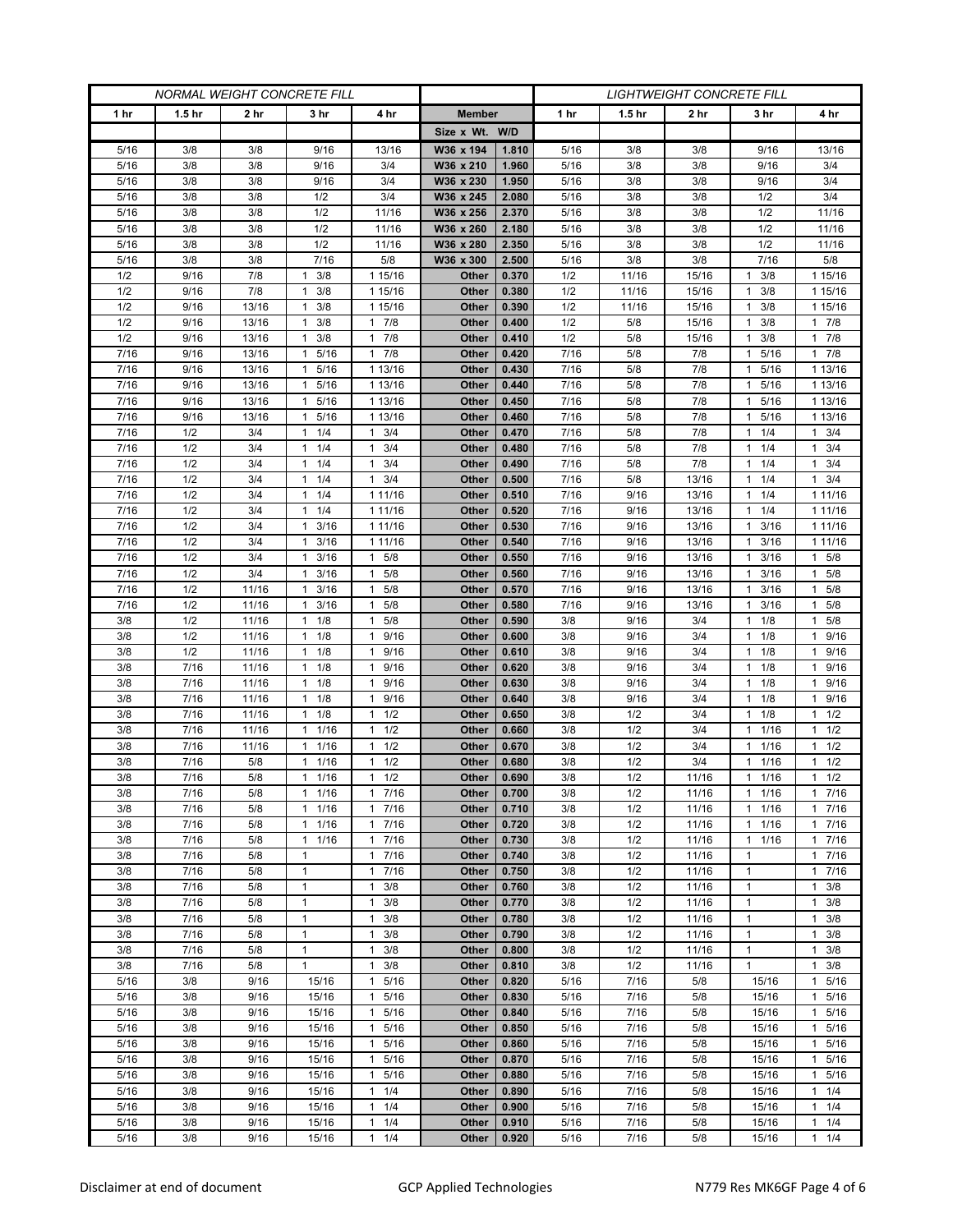| NORMAL WEIGHT CONCRETE FILL | | | | | | | LIGHTWEIGHT CONCRETE FILL | | | | |
|---|---|---|---|---|---|---|---|---|---|---|---|
| 1 hr | 1.5 hr | 2 hr | 3 hr | 4 hr | Member | | 1 hr | 1.5 hr | 2 hr | 3 hr | 4 hr |
| | | | | | Size x Wt. | W/D | | | | | |
| 5/16 | 3/8 | 3/8 | 9/16 | 13/16 | W36 x 194 | 1.810 | 5/16 | 3/8 | 3/8 | 9/16 | 13/16 |
| 5/16 | 3/8 | 3/8 | 9/16 | 3/4 | W36 x 210 | 1.960 | 5/16 | 3/8 | 3/8 | 9/16 | 3/4 |
| 5/16 | 3/8 | 3/8 | 9/16 | 3/4 | W36 x 230 | 1.950 | 5/16 | 3/8 | 3/8 | 9/16 | 3/4 |
| 5/16 | 3/8 | 3/8 | 1/2 | 3/4 | W36 x 245 | 2.080 | 5/16 | 3/8 | 3/8 | 1/2 | 3/4 |
| 5/16 | 3/8 | 3/8 | 1/2 | 11/16 | W36 x 256 | 2.370 | 5/16 | 3/8 | 3/8 | 1/2 | 11/16 |
| 5/16 | 3/8 | 3/8 | 1/2 | 11/16 | W36 x 260 | 2.180 | 5/16 | 3/8 | 3/8 | 1/2 | 11/16 |
| 5/16 | 3/8 | 3/8 | 1/2 | 11/16 | W36 x 280 | 2.350 | 5/16 | 3/8 | 3/8 | 1/2 | 11/16 |
| 5/16 | 3/8 | 3/8 | 7/16 | 5/8 | W36 x 300 | 2.500 | 5/16 | 3/8 | 3/8 | 7/16 | 5/8 |
| 1/2 | 9/16 | 7/8 | 1 3/8 | 1 15/16 | Other | 0.370 | 1/2 | 11/16 | 15/16 | 1 3/8 | 1 15/16 |
| 1/2 | 9/16 | 7/8 | 1 3/8 | 1 15/16 | Other | 0.380 | 1/2 | 11/16 | 15/16 | 1 3/8 | 1 15/16 |
| 1/2 | 9/16 | 13/16 | 1 3/8 | 1 15/16 | Other | 0.390 | 1/2 | 11/16 | 15/16 | 1 3/8 | 1 15/16 |
| 1/2 | 9/16 | 13/16 | 1 3/8 | 1 7/8 | Other | 0.400 | 1/2 | 5/8 | 15/16 | 1 3/8 | 1 7/8 |
| 1/2 | 9/16 | 13/16 | 1 3/8 | 1 7/8 | Other | 0.410 | 1/2 | 5/8 | 15/16 | 1 3/8 | 1 7/8 |
| 7/16 | 9/16 | 13/16 | 1 5/16 | 1 7/8 | Other | 0.420 | 7/16 | 5/8 | 7/8 | 1 5/16 | 1 7/8 |
| 7/16 | 9/16 | 13/16 | 1 5/16 | 1 13/16 | Other | 0.430 | 7/16 | 5/8 | 7/8 | 1 5/16 | 1 13/16 |
| 7/16 | 9/16 | 13/16 | 1 5/16 | 1 13/16 | Other | 0.440 | 7/16 | 5/8 | 7/8 | 1 5/16 | 1 13/16 |
| 7/16 | 9/16 | 13/16 | 1 5/16 | 1 13/16 | Other | 0.450 | 7/16 | 5/8 | 7/8 | 1 5/16 | 1 13/16 |
| 7/16 | 9/16 | 13/16 | 1 5/16 | 1 13/16 | Other | 0.460 | 7/16 | 5/8 | 7/8 | 1 5/16 | 1 13/16 |
| 7/16 | 1/2 | 3/4 | 1 1/4 | 1 3/4 | Other | 0.470 | 7/16 | 5/8 | 7/8 | 1 1/4 | 1 3/4 |
| 7/16 | 1/2 | 3/4 | 1 1/4 | 1 3/4 | Other | 0.480 | 7/16 | 5/8 | 7/8 | 1 1/4 | 1 3/4 |
| 7/16 | 1/2 | 3/4 | 1 1/4 | 1 3/4 | Other | 0.490 | 7/16 | 5/8 | 7/8 | 1 1/4 | 1 3/4 |
| 7/16 | 1/2 | 3/4 | 1 1/4 | 1 3/4 | Other | 0.500 | 7/16 | 5/8 | 13/16 | 1 1/4 | 1 3/4 |
| 7/16 | 1/2 | 3/4 | 1 1/4 | 1 11/16 | Other | 0.510 | 7/16 | 9/16 | 13/16 | 1 1/4 | 1 11/16 |
| 7/16 | 1/2 | 3/4 | 1 1/4 | 1 11/16 | Other | 0.520 | 7/16 | 9/16 | 13/16 | 1 1/4 | 1 11/16 |
| 7/16 | 1/2 | 3/4 | 1 3/16 | 1 11/16 | Other | 0.530 | 7/16 | 9/16 | 13/16 | 1 3/16 | 1 11/16 |
| 7/16 | 1/2 | 3/4 | 1 3/16 | 1 11/16 | Other | 0.540 | 7/16 | 9/16 | 13/16 | 1 3/16 | 1 11/16 |
| 7/16 | 1/2 | 3/4 | 1 3/16 | 1 5/8 | Other | 0.550 | 7/16 | 9/16 | 13/16 | 1 3/16 | 1 5/8 |
| 7/16 | 1/2 | 3/4 | 1 3/16 | 1 5/8 | Other | 0.560 | 7/16 | 9/16 | 13/16 | 1 3/16 | 1 5/8 |
| 7/16 | 1/2 | 11/16 | 1 3/16 | 1 5/8 | Other | 0.570 | 7/16 | 9/16 | 13/16 | 1 3/16 | 1 5/8 |
| 7/16 | 1/2 | 11/16 | 1 3/16 | 1 5/8 | Other | 0.580 | 7/16 | 9/16 | 13/16 | 1 3/16 | 1 5/8 |
| 3/8 | 1/2 | 11/16 | 1 1/8 | 1 5/8 | Other | 0.590 | 3/8 | 9/16 | 3/4 | 1 1/8 | 1 5/8 |
| 3/8 | 1/2 | 11/16 | 1 1/8 | 1 9/16 | Other | 0.600 | 3/8 | 9/16 | 3/4 | 1 1/8 | 1 9/16 |
| 3/8 | 1/2 | 11/16 | 1 1/8 | 1 9/16 | Other | 0.610 | 3/8 | 9/16 | 3/4 | 1 1/8 | 1 9/16 |
| 3/8 | 7/16 | 11/16 | 1 1/8 | 1 9/16 | Other | 0.620 | 3/8 | 9/16 | 3/4 | 1 1/8 | 1 9/16 |
| 3/8 | 7/16 | 11/16 | 1 1/8 | 1 9/16 | Other | 0.630 | 3/8 | 9/16 | 3/4 | 1 1/8 | 1 9/16 |
| 3/8 | 7/16 | 11/16 | 1 1/8 | 1 9/16 | Other | 0.640 | 3/8 | 9/16 | 3/4 | 1 1/8 | 1 9/16 |
| 3/8 | 7/16 | 11/16 | 1 1/8 | 1 1/2 | Other | 0.650 | 3/8 | 1/2 | 3/4 | 1 1/8 | 1 1/2 |
| 3/8 | 7/16 | 11/16 | 1 1/16 | 1 1/2 | Other | 0.660 | 3/8 | 1/2 | 3/4 | 1 1/16 | 1 1/2 |
| 3/8 | 7/16 | 11/16 | 1 1/16 | 1 1/2 | Other | 0.670 | 3/8 | 1/2 | 3/4 | 1 1/16 | 1 1/2 |
| 3/8 | 7/16 | 5/8 | 1 1/16 | 1 1/2 | Other | 0.680 | 3/8 | 1/2 | 3/4 | 1 1/16 | 1 1/2 |
| 3/8 | 7/16 | 5/8 | 1 1/16 | 1 1/2 | Other | 0.690 | 3/8 | 1/2 | 11/16 | 1 1/16 | 1 1/2 |
| 3/8 | 7/16 | 5/8 | 1 1/16 | 1 7/16 | Other | 0.700 | 3/8 | 1/2 | 11/16 | 1 1/16 | 1 7/16 |
| 3/8 | 7/16 | 5/8 | 1 1/16 | 1 7/16 | Other | 0.710 | 3/8 | 1/2 | 11/16 | 1 1/16 | 1 7/16 |
| 3/8 | 7/16 | 5/8 | 1 1/16 | 1 7/16 | Other | 0.720 | 3/8 | 1/2 | 11/16 | 1 1/16 | 1 7/16 |
| 3/8 | 7/16 | 5/8 | 1 1/16 | 1 7/16 | Other | 0.730 | 3/8 | 1/2 | 11/16 | 1 1/16 | 1 7/16 |
| 3/8 | 7/16 | 5/8 | 1 | 1 7/16 | Other | 0.740 | 3/8 | 1/2 | 11/16 | 1 | 1 7/16 |
| 3/8 | 7/16 | 5/8 | 1 | 1 7/16 | Other | 0.750 | 3/8 | 1/2 | 11/16 | 1 | 1 7/16 |
| 3/8 | 7/16 | 5/8 | 1 | 1 3/8 | Other | 0.760 | 3/8 | 1/2 | 11/16 | 1 | 1 3/8 |
| 3/8 | 7/16 | 5/8 | 1 | 1 3/8 | Other | 0.770 | 3/8 | 1/2 | 11/16 | 1 | 1 3/8 |
| 3/8 | 7/16 | 5/8 | 1 | 1 3/8 | Other | 0.780 | 3/8 | 1/2 | 11/16 | 1 | 1 3/8 |
| 3/8 | 7/16 | 5/8 | 1 | 1 3/8 | Other | 0.790 | 3/8 | 1/2 | 11/16 | 1 | 1 3/8 |
| 3/8 | 7/16 | 5/8 | 1 | 1 3/8 | Other | 0.800 | 3/8 | 1/2 | 11/16 | 1 | 1 3/8 |
| 3/8 | 7/16 | 5/8 | 1 | 1 3/8 | Other | 0.810 | 3/8 | 1/2 | 11/16 | 1 | 1 3/8 |
| 5/16 | 3/8 | 9/16 | 15/16 | 1 5/16 | Other | 0.820 | 5/16 | 7/16 | 5/8 | 15/16 | 1 5/16 |
| 5/16 | 3/8 | 9/16 | 15/16 | 1 5/16 | Other | 0.830 | 5/16 | 7/16 | 5/8 | 15/16 | 1 5/16 |
| 5/16 | 3/8 | 9/16 | 15/16 | 1 5/16 | Other | 0.840 | 5/16 | 7/16 | 5/8 | 15/16 | 1 5/16 |
| 5/16 | 3/8 | 9/16 | 15/16 | 1 5/16 | Other | 0.850 | 5/16 | 7/16 | 5/8 | 15/16 | 1 5/16 |
| 5/16 | 3/8 | 9/16 | 15/16 | 1 5/16 | Other | 0.860 | 5/16 | 7/16 | 5/8 | 15/16 | 1 5/16 |
| 5/16 | 3/8 | 9/16 | 15/16 | 1 5/16 | Other | 0.870 | 5/16 | 7/16 | 5/8 | 15/16 | 1 5/16 |
| 5/16 | 3/8 | 9/16 | 15/16 | 1 5/16 | Other | 0.880 | 5/16 | 7/16 | 5/8 | 15/16 | 1 5/16 |
| 5/16 | 3/8 | 9/16 | 15/16 | 1 1/4 | Other | 0.890 | 5/16 | 7/16 | 5/8 | 15/16 | 1 1/4 |
| 5/16 | 3/8 | 9/16 | 15/16 | 1 1/4 | Other | 0.900 | 5/16 | 7/16 | 5/8 | 15/16 | 1 1/4 |
| 5/16 | 3/8 | 9/16 | 15/16 | 1 1/4 | Other | 0.910 | 5/16 | 7/16 | 5/8 | 15/16 | 1 1/4 |
| 5/16 | 3/8 | 9/16 | 15/16 | 1 1/4 | Other | 0.920 | 5/16 | 7/16 | 5/8 | 15/16 | 1 1/4 |

Disclaimer at end of document | GCP Applied Technologies | N779 Res MK6GF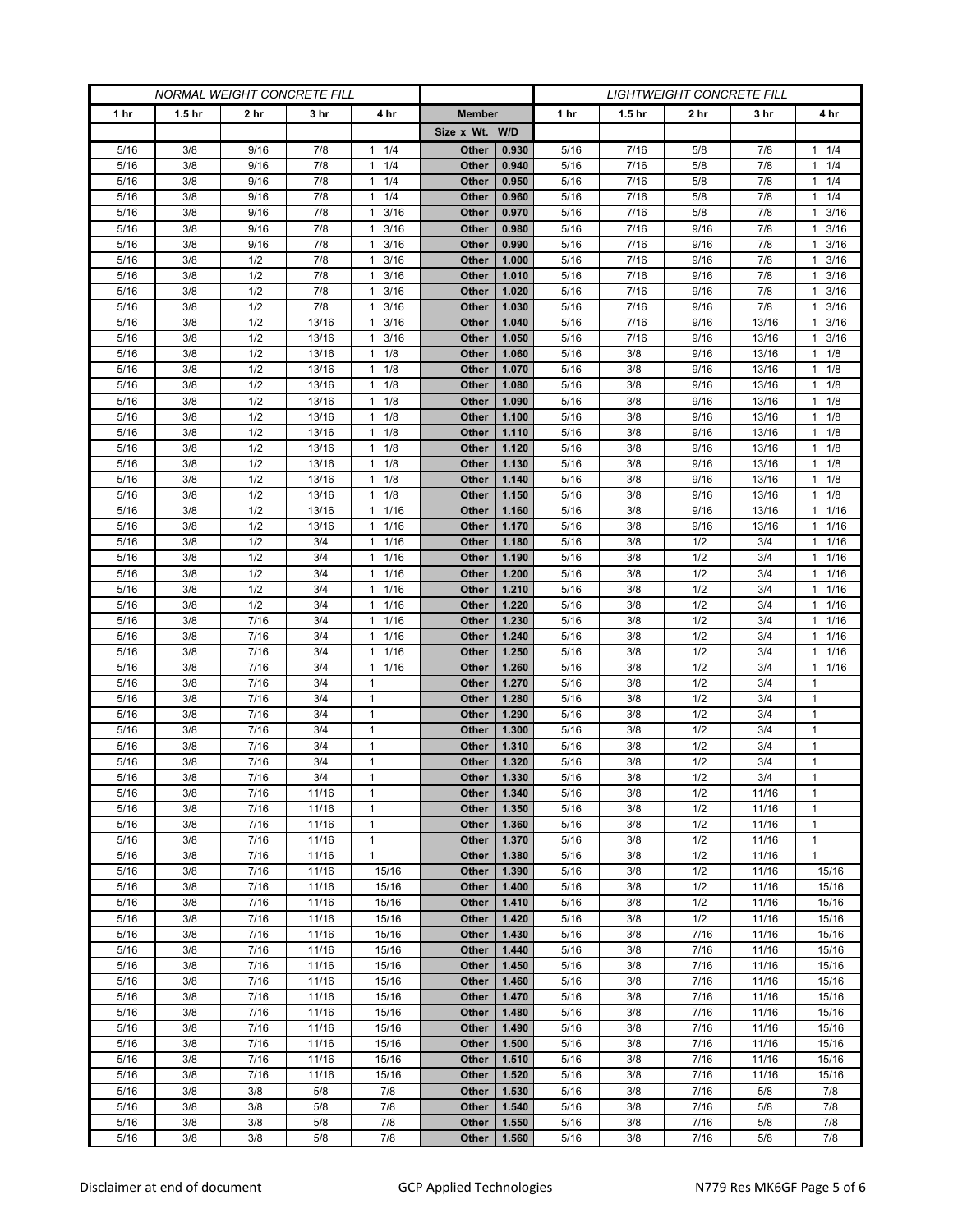| NORMAL WEIGHT CONCRETE FILL | | | | | | | LIGHTWEIGHT CONCRETE FILL | | | | |
|---|---|---|---|---|---|---|---|---|---|---|---|
| 1 hr | 1.5 hr | 2 hr | 3 hr | 4 hr | Member | | 1 hr | 1.5 hr | 2 hr | 3 hr | 4 hr |
| | | | | | Size x Wt. | W/D | | | | | |
| 5/16 | 3/8 | 9/16 | 7/8 | 1 1/4 | Other | 0.930 | 5/16 | 7/16 | 5/8 | 7/8 | 1 1/4 |
| 5/16 | 3/8 | 9/16 | 7/8 | 1 1/4 | Other | 0.940 | 5/16 | 7/16 | 5/8 | 7/8 | 1 1/4 |
| 5/16 | 3/8 | 9/16 | 7/8 | 1 1/4 | Other | 0.950 | 5/16 | 7/16 | 5/8 | 7/8 | 1 1/4 |
| 5/16 | 3/8 | 9/16 | 7/8 | 1 1/4 | Other | 0.960 | 5/16 | 7/16 | 5/8 | 7/8 | 1 1/4 |
| 5/16 | 3/8 | 9/16 | 7/8 | 1 3/16 | Other | 0.970 | 5/16 | 7/16 | 5/8 | 7/8 | 1 3/16 |
| 5/16 | 3/8 | 9/16 | 7/8 | 1 3/16 | Other | 0.980 | 5/16 | 7/16 | 9/16 | 7/8 | 1 3/16 |
| 5/16 | 3/8 | 9/16 | 7/8 | 1 3/16 | Other | 0.990 | 5/16 | 7/16 | 9/16 | 7/8 | 1 3/16 |
| 5/16 | 3/8 | 1/2 | 7/8 | 1 3/16 | Other | 1.000 | 5/16 | 7/16 | 9/16 | 7/8 | 1 3/16 |
| 5/16 | 3/8 | 1/2 | 7/8 | 1 3/16 | Other | 1.010 | 5/16 | 7/16 | 9/16 | 7/8 | 1 3/16 |
| 5/16 | 3/8 | 1/2 | 7/8 | 1 3/16 | Other | 1.020 | 5/16 | 7/16 | 9/16 | 7/8 | 1 3/16 |
| 5/16 | 3/8 | 1/2 | 7/8 | 1 3/16 | Other | 1.030 | 5/16 | 7/16 | 9/16 | 7/8 | 1 3/16 |
| 5/16 | 3/8 | 1/2 | 13/16 | 1 3/16 | Other | 1.040 | 5/16 | 7/16 | 9/16 | 13/16 | 1 3/16 |
| 5/16 | 3/8 | 1/2 | 13/16 | 1 3/16 | Other | 1.050 | 5/16 | 7/16 | 9/16 | 13/16 | 1 3/16 |
| 5/16 | 3/8 | 1/2 | 13/16 | 1 1/8 | Other | 1.060 | 5/16 | 3/8 | 9/16 | 13/16 | 1 1/8 |
| 5/16 | 3/8 | 1/2 | 13/16 | 1 1/8 | Other | 1.070 | 5/16 | 3/8 | 9/16 | 13/16 | 1 1/8 |
| 5/16 | 3/8 | 1/2 | 13/16 | 1 1/8 | Other | 1.080 | 5/16 | 3/8 | 9/16 | 13/16 | 1 1/8 |
| 5/16 | 3/8 | 1/2 | 13/16 | 1 1/8 | Other | 1.090 | 5/16 | 3/8 | 9/16 | 13/16 | 1 1/8 |
| 5/16 | 3/8 | 1/2 | 13/16 | 1 1/8 | Other | 1.100 | 5/16 | 3/8 | 9/16 | 13/16 | 1 1/8 |
| 5/16 | 3/8 | 1/2 | 13/16 | 1 1/8 | Other | 1.110 | 5/16 | 3/8 | 9/16 | 13/16 | 1 1/8 |
| 5/16 | 3/8 | 1/2 | 13/16 | 1 1/8 | Other | 1.120 | 5/16 | 3/8 | 9/16 | 13/16 | 1 1/8 |
| 5/16 | 3/8 | 1/2 | 13/16 | 1 1/8 | Other | 1.130 | 5/16 | 3/8 | 9/16 | 13/16 | 1 1/8 |
| 5/16 | 3/8 | 1/2 | 13/16 | 1 1/8 | Other | 1.140 | 5/16 | 3/8 | 9/16 | 13/16 | 1 1/8 |
| 5/16 | 3/8 | 1/2 | 13/16 | 1 1/8 | Other | 1.150 | 5/16 | 3/8 | 9/16 | 13/16 | 1 1/8 |
| 5/16 | 3/8 | 1/2 | 13/16 | 1 1/16 | Other | 1.160 | 5/16 | 3/8 | 9/16 | 13/16 | 1 1/16 |
| 5/16 | 3/8 | 1/2 | 13/16 | 1 1/16 | Other | 1.170 | 5/16 | 3/8 | 9/16 | 13/16 | 1 1/16 |
| 5/16 | 3/8 | 1/2 | 3/4 | 1 1/16 | Other | 1.180 | 5/16 | 3/8 | 1/2 | 3/4 | 1 1/16 |
| 5/16 | 3/8 | 1/2 | 3/4 | 1 1/16 | Other | 1.190 | 5/16 | 3/8 | 1/2 | 3/4 | 1 1/16 |
| 5/16 | 3/8 | 1/2 | 3/4 | 1 1/16 | Other | 1.200 | 5/16 | 3/8 | 1/2 | 3/4 | 1 1/16 |
| 5/16 | 3/8 | 1/2 | 3/4 | 1 1/16 | Other | 1.210 | 5/16 | 3/8 | 1/2 | 3/4 | 1 1/16 |
| 5/16 | 3/8 | 1/2 | 3/4 | 1 1/16 | Other | 1.220 | 5/16 | 3/8 | 1/2 | 3/4 | 1 1/16 |
| 5/16 | 3/8 | 7/16 | 3/4 | 1 1/16 | Other | 1.230 | 5/16 | 3/8 | 1/2 | 3/4 | 1 1/16 |
| 5/16 | 3/8 | 7/16 | 3/4 | 1 1/16 | Other | 1.240 | 5/16 | 3/8 | 1/2 | 3/4 | 1 1/16 |
| 5/16 | 3/8 | 7/16 | 3/4 | 1 1/16 | Other | 1.250 | 5/16 | 3/8 | 1/2 | 3/4 | 1 1/16 |
| 5/16 | 3/8 | 7/16 | 3/4 | 1 1/16 | Other | 1.260 | 5/16 | 3/8 | 1/2 | 3/4 | 1 1/16 |
| 5/16 | 3/8 | 7/16 | 3/4 | 1 | Other | 1.270 | 5/16 | 3/8 | 1/2 | 3/4 | 1 |
| 5/16 | 3/8 | 7/16 | 3/4 | 1 | Other | 1.280 | 5/16 | 3/8 | 1/2 | 3/4 | 1 |
| 5/16 | 3/8 | 7/16 | 3/4 | 1 | Other | 1.290 | 5/16 | 3/8 | 1/2 | 3/4 | 1 |
| 5/16 | 3/8 | 7/16 | 3/4 | 1 | Other | 1.300 | 5/16 | 3/8 | 1/2 | 3/4 | 1 |
| 5/16 | 3/8 | 7/16 | 3/4 | 1 | Other | 1.310 | 5/16 | 3/8 | 1/2 | 3/4 | 1 |
| 5/16 | 3/8 | 7/16 | 3/4 | 1 | Other | 1.320 | 5/16 | 3/8 | 1/2 | 3/4 | 1 |
| 5/16 | 3/8 | 7/16 | 3/4 | 1 | Other | 1.330 | 5/16 | 3/8 | 1/2 | 3/4 | 1 |
| 5/16 | 3/8 | 7/16 | 11/16 | 1 | Other | 1.340 | 5/16 | 3/8 | 1/2 | 11/16 | 1 |
| 5/16 | 3/8 | 7/16 | 11/16 | 1 | Other | 1.350 | 5/16 | 3/8 | 1/2 | 11/16 | 1 |
| 5/16 | 3/8 | 7/16 | 11/16 | 1 | Other | 1.360 | 5/16 | 3/8 | 1/2 | 11/16 | 1 |
| 5/16 | 3/8 | 7/16 | 11/16 | 1 | Other | 1.370 | 5/16 | 3/8 | 1/2 | 11/16 | 1 |
| 5/16 | 3/8 | 7/16 | 11/16 | 1 | Other | 1.380 | 5/16 | 3/8 | 1/2 | 11/16 | 1 |
| 5/16 | 3/8 | 7/16 | 11/16 | 15/16 | Other | 1.390 | 5/16 | 3/8 | 1/2 | 11/16 | 15/16 |
| 5/16 | 3/8 | 7/16 | 11/16 | 15/16 | Other | 1.400 | 5/16 | 3/8 | 1/2 | 11/16 | 15/16 |
| 5/16 | 3/8 | 7/16 | 11/16 | 15/16 | Other | 1.410 | 5/16 | 3/8 | 1/2 | 11/16 | 15/16 |
| 5/16 | 3/8 | 7/16 | 11/16 | 15/16 | Other | 1.420 | 5/16 | 3/8 | 1/2 | 11/16 | 15/16 |
| 5/16 | 3/8 | 7/16 | 11/16 | 15/16 | Other | 1.430 | 5/16 | 3/8 | 7/16 | 11/16 | 15/16 |
| 5/16 | 3/8 | 7/16 | 11/16 | 15/16 | Other | 1.440 | 5/16 | 3/8 | 7/16 | 11/16 | 15/16 |
| 5/16 | 3/8 | 7/16 | 11/16 | 15/16 | Other | 1.450 | 5/16 | 3/8 | 7/16 | 11/16 | 15/16 |
| 5/16 | 3/8 | 7/16 | 11/16 | 15/16 | Other | 1.460 | 5/16 | 3/8 | 7/16 | 11/16 | 15/16 |
| 5/16 | 3/8 | 7/16 | 11/16 | 15/16 | Other | 1.470 | 5/16 | 3/8 | 7/16 | 11/16 | 15/16 |
| 5/16 | 3/8 | 7/16 | 11/16 | 15/16 | Other | 1.480 | 5/16 | 3/8 | 7/16 | 11/16 | 15/16 |
| 5/16 | 3/8 | 7/16 | 11/16 | 15/16 | Other | 1.490 | 5/16 | 3/8 | 7/16 | 11/16 | 15/16 |
| 5/16 | 3/8 | 7/16 | 11/16 | 15/16 | Other | 1.500 | 5/16 | 3/8 | 7/16 | 11/16 | 15/16 |
| 5/16 | 3/8 | 7/16 | 11/16 | 15/16 | Other | 1.510 | 5/16 | 3/8 | 7/16 | 11/16 | 15/16 |
| 5/16 | 3/8 | 7/16 | 11/16 | 15/16 | Other | 1.520 | 5/16 | 3/8 | 7/16 | 11/16 | 15/16 |
| 5/16 | 3/8 | 3/8 | 5/8 | 7/8 | Other | 1.530 | 5/16 | 3/8 | 7/16 | 5/8 | 7/8 |
| 5/16 | 3/8 | 3/8 | 5/8 | 7/8 | Other | 1.540 | 5/16 | 3/8 | 7/16 | 5/8 | 7/8 |
| 5/16 | 3/8 | 3/8 | 5/8 | 7/8 | Other | 1.550 | 5/16 | 3/8 | 7/16 | 5/8 | 7/8 |
| 5/16 | 3/8 | 3/8 | 5/8 | 7/8 | Other | 1.560 | 5/16 | 3/8 | 7/16 | 5/8 | 7/8 |

Disclaimer at end of document GCP Applied Technologies N779 Res MK6GF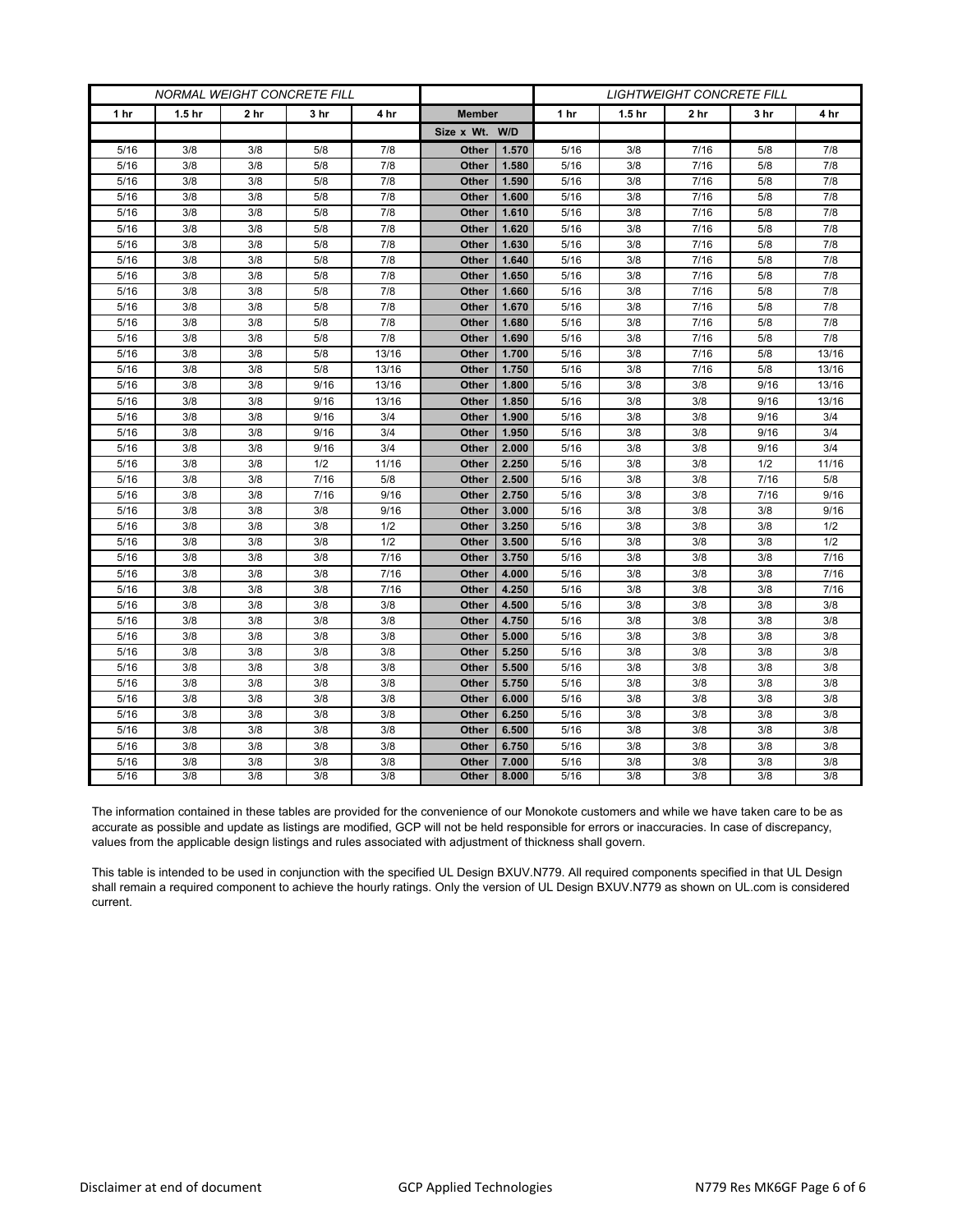| NORMAL WEIGHT CONCRETE FILL | | | | | | | LIGHTWEIGHT CONCRETE FILL | | | | |
|---|---|---|---|---|---|---|---|---|---|---|---|
| 1 hr | 1.5 hr | 2 hr | 3 hr | 4 hr | Member | | 1 hr | 1.5 hr | 2 hr | 3 hr | 4 hr |
| | | | | | Size x Wt. | W/D | | | | | |
| 5/16 | 3/8 | 3/8 | 5/8 | 7/8 | Other | 1.570 | 5/16 | 3/8 | 7/16 | 5/8 | 7/8 |
| 5/16 | 3/8 | 3/8 | 5/8 | 7/8 | Other | 1.580 | 5/16 | 3/8 | 7/16 | 5/8 | 7/8 |
| 5/16 | 3/8 | 3/8 | 5/8 | 7/8 | Other | 1.590 | 5/16 | 3/8 | 7/16 | 5/8 | 7/8 |
| 5/16 | 3/8 | 3/8 | 5/8 | 7/8 | Other | 1.600 | 5/16 | 3/8 | 7/16 | 5/8 | 7/8 |
| 5/16 | 3/8 | 3/8 | 5/8 | 7/8 | Other | 1.610 | 5/16 | 3/8 | 7/16 | 5/8 | 7/8 |
| 5/16 | 3/8 | 3/8 | 5/8 | 7/8 | Other | 1.620 | 5/16 | 3/8 | 7/16 | 5/8 | 7/8 |
| 5/16 | 3/8 | 3/8 | 5/8 | 7/8 | Other | 1.630 | 5/16 | 3/8 | 7/16 | 5/8 | 7/8 |
| 5/16 | 3/8 | 3/8 | 5/8 | 7/8 | Other | 1.640 | 5/16 | 3/8 | 7/16 | 5/8 | 7/8 |
| 5/16 | 3/8 | 3/8 | 5/8 | 7/8 | Other | 1.650 | 5/16 | 3/8 | 7/16 | 5/8 | 7/8 |
| 5/16 | 3/8 | 3/8 | 5/8 | 7/8 | Other | 1.660 | 5/16 | 3/8 | 7/16 | 5/8 | 7/8 |
| 5/16 | 3/8 | 3/8 | 5/8 | 7/8 | Other | 1.670 | 5/16 | 3/8 | 7/16 | 5/8 | 7/8 |
| 5/16 | 3/8 | 3/8 | 5/8 | 7/8 | Other | 1.680 | 5/16 | 3/8 | 7/16 | 5/8 | 7/8 |
| 5/16 | 3/8 | 3/8 | 5/8 | 7/8 | Other | 1.690 | 5/16 | 3/8 | 7/16 | 5/8 | 7/8 |
| 5/16 | 3/8 | 3/8 | 5/8 | 13/16 | Other | 1.700 | 5/16 | 3/8 | 7/16 | 5/8 | 13/16 |
| 5/16 | 3/8 | 3/8 | 5/8 | 13/16 | Other | 1.750 | 5/16 | 3/8 | 7/16 | 5/8 | 13/16 |
| 5/16 | 3/8 | 3/8 | 9/16 | 13/16 | Other | 1.800 | 5/16 | 3/8 | 3/8 | 9/16 | 13/16 |
| 5/16 | 3/8 | 3/8 | 9/16 | 13/16 | Other | 1.850 | 5/16 | 3/8 | 3/8 | 9/16 | 13/16 |
| 5/16 | 3/8 | 3/8 | 9/16 | 3/4 | Other | 1.900 | 5/16 | 3/8 | 3/8 | 9/16 | 3/4 |
| 5/16 | 3/8 | 3/8 | 9/16 | 3/4 | Other | 1.950 | 5/16 | 3/8 | 3/8 | 9/16 | 3/4 |
| 5/16 | 3/8 | 3/8 | 9/16 | 3/4 | Other | 2.000 | 5/16 | 3/8 | 3/8 | 9/16 | 3/4 |
| 5/16 | 3/8 | 3/8 | 1/2 | 11/16 | Other | 2.250 | 5/16 | 3/8 | 3/8 | 1/2 | 11/16 |
| 5/16 | 3/8 | 3/8 | 7/16 | 5/8 | Other | 2.500 | 5/16 | 3/8 | 3/8 | 7/16 | 5/8 |
| 5/16 | 3/8 | 3/8 | 7/16 | 9/16 | Other | 2.750 | 5/16 | 3/8 | 3/8 | 7/16 | 9/16 |
| 5/16 | 3/8 | 3/8 | 3/8 | 9/16 | Other | 3.000 | 5/16 | 3/8 | 3/8 | 3/8 | 9/16 |
| 5/16 | 3/8 | 3/8 | 3/8 | 1/2 | Other | 3.250 | 5/16 | 3/8 | 3/8 | 3/8 | 1/2 |
| 5/16 | 3/8 | 3/8 | 3/8 | 1/2 | Other | 3.500 | 5/16 | 3/8 | 3/8 | 3/8 | 1/2 |
| 5/16 | 3/8 | 3/8 | 3/8 | 7/16 | Other | 3.750 | 5/16 | 3/8 | 3/8 | 3/8 | 7/16 |
| 5/16 | 3/8 | 3/8 | 3/8 | 7/16 | Other | 4.000 | 5/16 | 3/8 | 3/8 | 3/8 | 7/16 |
| 5/16 | 3/8 | 3/8 | 3/8 | 7/16 | Other | 4.250 | 5/16 | 3/8 | 3/8 | 3/8 | 7/16 |
| 5/16 | 3/8 | 3/8 | 3/8 | 3/8 | Other | 4.500 | 5/16 | 3/8 | 3/8 | 3/8 | 3/8 |
| 5/16 | 3/8 | 3/8 | 3/8 | 3/8 | Other | 4.750 | 5/16 | 3/8 | 3/8 | 3/8 | 3/8 |
| 5/16 | 3/8 | 3/8 | 3/8 | 3/8 | Other | 5.000 | 5/16 | 3/8 | 3/8 | 3/8 | 3/8 |
| 5/16 | 3/8 | 3/8 | 3/8 | 3/8 | Other | 5.250 | 5/16 | 3/8 | 3/8 | 3/8 | 3/8 |
| 5/16 | 3/8 | 3/8 | 3/8 | 3/8 | Other | 5.500 | 5/16 | 3/8 | 3/8 | 3/8 | 3/8 |
| 5/16 | 3/8 | 3/8 | 3/8 | 3/8 | Other | 5.750 | 5/16 | 3/8 | 3/8 | 3/8 | 3/8 |
| 5/16 | 3/8 | 3/8 | 3/8 | 3/8 | Other | 6.000 | 5/16 | 3/8 | 3/8 | 3/8 | 3/8 |
| 5/16 | 3/8 | 3/8 | 3/8 | 3/8 | Other | 6.250 | 5/16 | 3/8 | 3/8 | 3/8 | 3/8 |
| 5/16 | 3/8 | 3/8 | 3/8 | 3/8 | Other | 6.500 | 5/16 | 3/8 | 3/8 | 3/8 | 3/8 |
| 5/16 | 3/8 | 3/8 | 3/8 | 3/8 | Other | 6.750 | 5/16 | 3/8 | 3/8 | 3/8 | 3/8 |
| 5/16 | 3/8 | 3/8 | 3/8 | 3/8 | Other | 7.000 | 5/16 | 3/8 | 3/8 | 3/8 | 3/8 |
| 5/16 | 3/8 | 3/8 | 3/8 | 3/8 | Other | 8.000 | 5/16 | 3/8 | 3/8 | 3/8 | 3/8 |

The information contained in these tables are provided for the convenience of our Monokote customers and while we have taken care to be as accurate as possible and update as listings are modified, GCP will not be held responsible for errors or inaccuracies. In case of discrepancy, values from the applicable design listings and rules associated with adjustment of thickness shall govern.

This table is intended to be used in conjunction with the specified UL Design BXUV.N779. All required components specified in that UL Design shall remain a required component to achieve the hourly ratings. Only the version of UL Design BXUV.N779 as shown on UL.com is considered current.